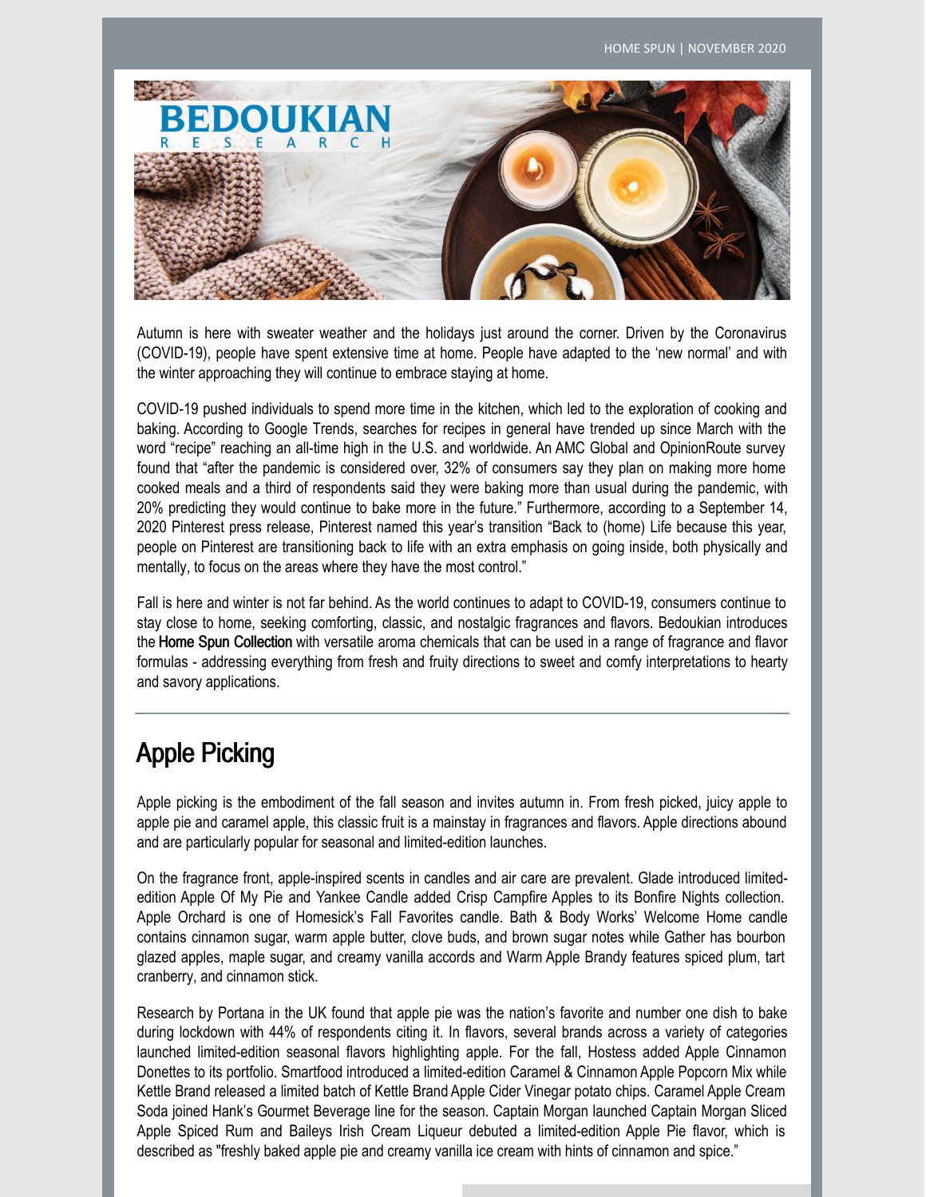HOME SPUN | NOVEMBER 2020

Autumn is here with sweater weather and the holidays just around the corner. Driven by the Coronavirus (COVID-19), people have spent extensive time at home. People have adapted to the 'new normal' and with the winter approaching they will continue to embrace staying at home.

COVID-19 pushed individuals to spend more time in the kitchen, which led to the exploration of cooking and baking. According to Google Trends, searches for recipes in general have trended up since March with the word "recipe" reaching an all-time high in the U.S. and worldwide. An AMC Global and OpinionRoute survey found that "after the pandemic is considered over, 32% of consumers say they plan on making more home cooked meals and a third of respondents said they were baking more than usual during the pandemic, with 20% predicting they would continue to bake more in the future." Furthermore, according to a September 14, 2020 Pinterest press release, Pinterest named this year's transition "Back to (home) Life because this year, people on Pinterest are transitioning back to life with an extra emphasis on going inside, both physically and mentally, to focus on the areas where they have the most control."

Fall is here and winter is not far behind. As the world continues to adapt to COVID-19, consumers continue to stay close to home, seeking comforting, classic, and nostalgic fragrances and flavors. Bedoukian introduces the **Home Spun Collection** with versatile aroma chemicals that can be used in a range of fragrance and flavor formulas - addressing everything from fresh and fruity directions to sweet and comfy interpretations to hearty and savory applications.

---

## Apple Picking

Apple picking is the embodiment of the fall season and invites autumn in. From fresh picked, juicy apple to apple pie and caramel apple, this classic fruit is a mainstay in fragrances and flavors. Apple directions abound and are particularly popular for seasonal and limited-edition launches.

On the fragrance front, apple-inspired scents in candles and air care are prevalent. Glade introduced limited-edition Apple Of My Pie and Yankee Candle added Crisp Campfire Apples to its Bonfire Nights collection. Apple Orchard is one of Homesick's Fall Favorites candle. Bath & Body Works' Welcome Home candle contains cinnamon sugar, warm apple butter, clove buds, and brown sugar notes while Gather has bourbon glazed apples, maple sugar, and creamy vanilla accords and Warm Apple Brandy features spiced plum, tart cranberry, and cinnamon stick.

Research by Portana in the UK found that apple pie was the nation's favorite and number one dish to bake during lockdown with 44% of respondents citing it. In flavors, several brands across a variety of categories launched limited-edition seasonal flavors highlighting apple. For the fall, Hostess added Apple Cinnamon Donettes to its portfolio. Smartfood introduced a limited-edition Caramel & Cinnamon Apple Popcorn Mix while Kettle Brand released a limited batch of Kettle Brand Apple Cider Vinegar potato chips. Caramel Apple Cream Soda joined Hank's Gourmet Beverage line for the season. Captain Morgan launched Captain Morgan Sliced Apple Spiced Rum and Baileys Irish Cream Liqueur debuted a limited-edition Apple Pie flavor, which is described as "freshly baked apple pie and creamy vanilla ice cream with hints of cinnamon and spice."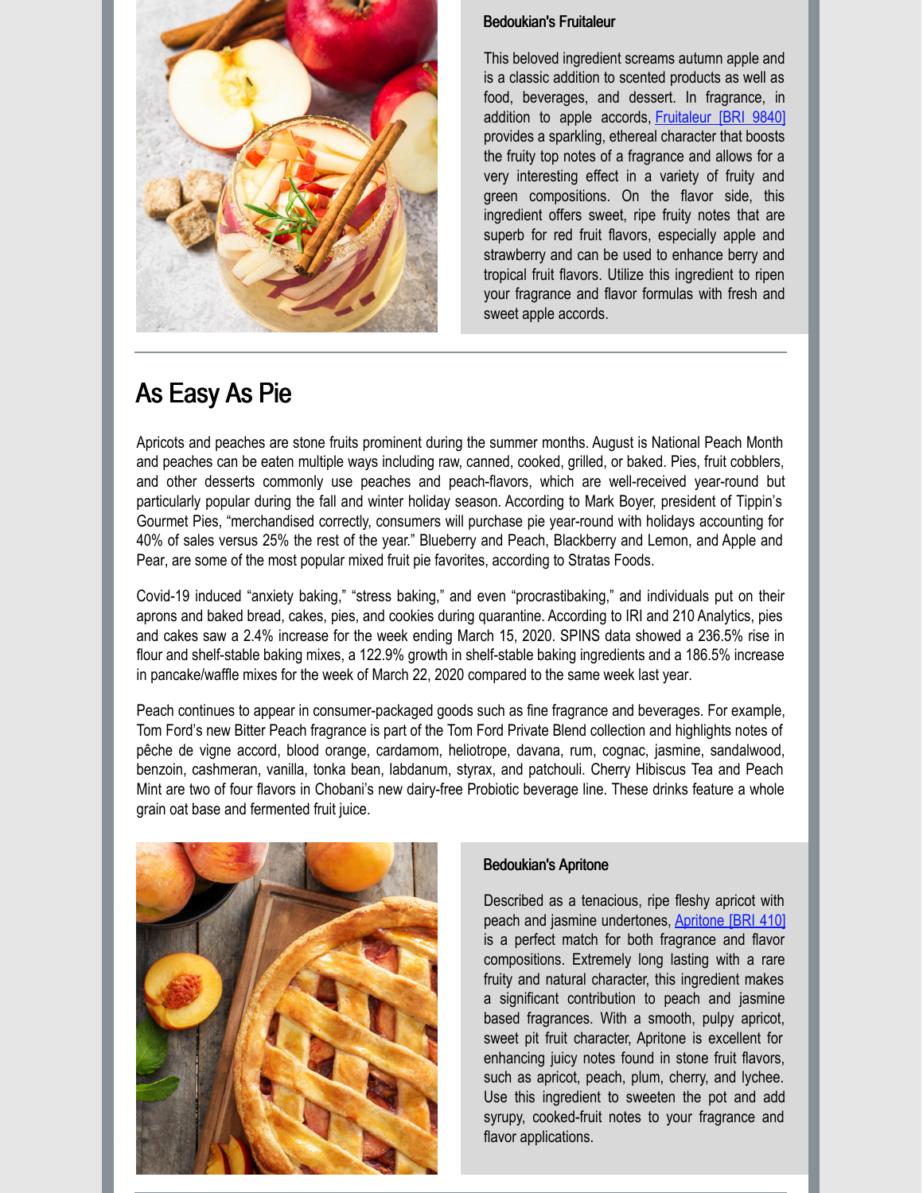### Bedoukian's Fruitaleur

This beloved ingredient screams autumn apple and is a classic addition to scented products as well as food, beverages, and dessert. In fragrance, in addition to apple accords, Fruitaleur [BRI 9840] provides a sparkling, ethereal character that boosts the fruity top notes of a fragrance and allows for a very interesting effect in a variety of fruity and green compositions. On the flavor side, this ingredient offers sweet, ripe fruity notes that are superb for red fruit flavors, especially apple and strawberry and can be used to enhance berry and tropical fruit flavors. Utilize this ingredient to ripen your fragrance and flavor formulas with fresh and sweet apple accords.

## As Easy As Pie

Apricots and peaches are stone fruits prominent during the summer months. August is National Peach Month and peaches can be eaten multiple ways including raw, canned, cooked, grilled, or baked. Pies, fruit cobblers, and other desserts commonly use peaches and peach-flavors, which are well-received year-round but particularly popular during the fall and winter holiday season. According to Mark Boyer, president of Tippin's Gourmet Pies, "merchandised correctly, consumers will purchase pie year-round with holidays accounting for 40% of sales versus 25% the rest of the year." Blueberry and Peach, Blackberry and Lemon, and Apple and Pear, are some of the most popular mixed fruit pie favorites, according to Stratas Foods.

Covid-19 induced "anxiety baking," "stress baking," and even "procrastibaking," and individuals put on their aprons and baked bread, cakes, pies, and cookies during quarantine. According to IRI and 210 Analytics, pies and cakes saw a 2.4% increase for the week ending March 15, 2020. SPINS data showed a 236.5% rise in flour and shelf-stable baking mixes, a 122.9% growth in shelf-stable baking ingredients and a 186.5% increase in pancake/waffle mixes for the week of March 22, 2020 compared to the same week last year.

Peach continues to appear in consumer-packaged goods such as fine fragrance and beverages. For example, Tom Ford's new Bitter Peach fragrance is part of the Tom Ford Private Blend collection and highlights notes of pêche de vigne accord, blood orange, cardamom, heliotrope, davana, rum, cognac, jasmine, sandalwood, benzoin, cashmeran, vanilla, tonka bean, labdanum, styrax, and patchouli. Cherry Hibiscus Tea and Peach Mint are two of four flavors in Chobani's new dairy-free Probiotic beverage line. These drinks feature a whole grain oat base and fermented fruit juice.

### Bedoukian's Apritone

Described as a tenacious, ripe fleshy apricot with peach and jasmine undertones, Apritone [BRI 410] is a perfect match for both fragrance and flavor compositions. Extremely long lasting with a rare fruity and natural character, this ingredient makes a significant contribution to peach and jasmine based fragrances. With a smooth, pulpy apricot, sweet pit fruit character, Apritone is excellent for enhancing juicy notes found in stone fruit flavors, such as apricot, peach, plum, cherry, and lychee. Use this ingredient to sweeten the pot and add syrupy, cooked-fruit notes to your fragrance and flavor applications.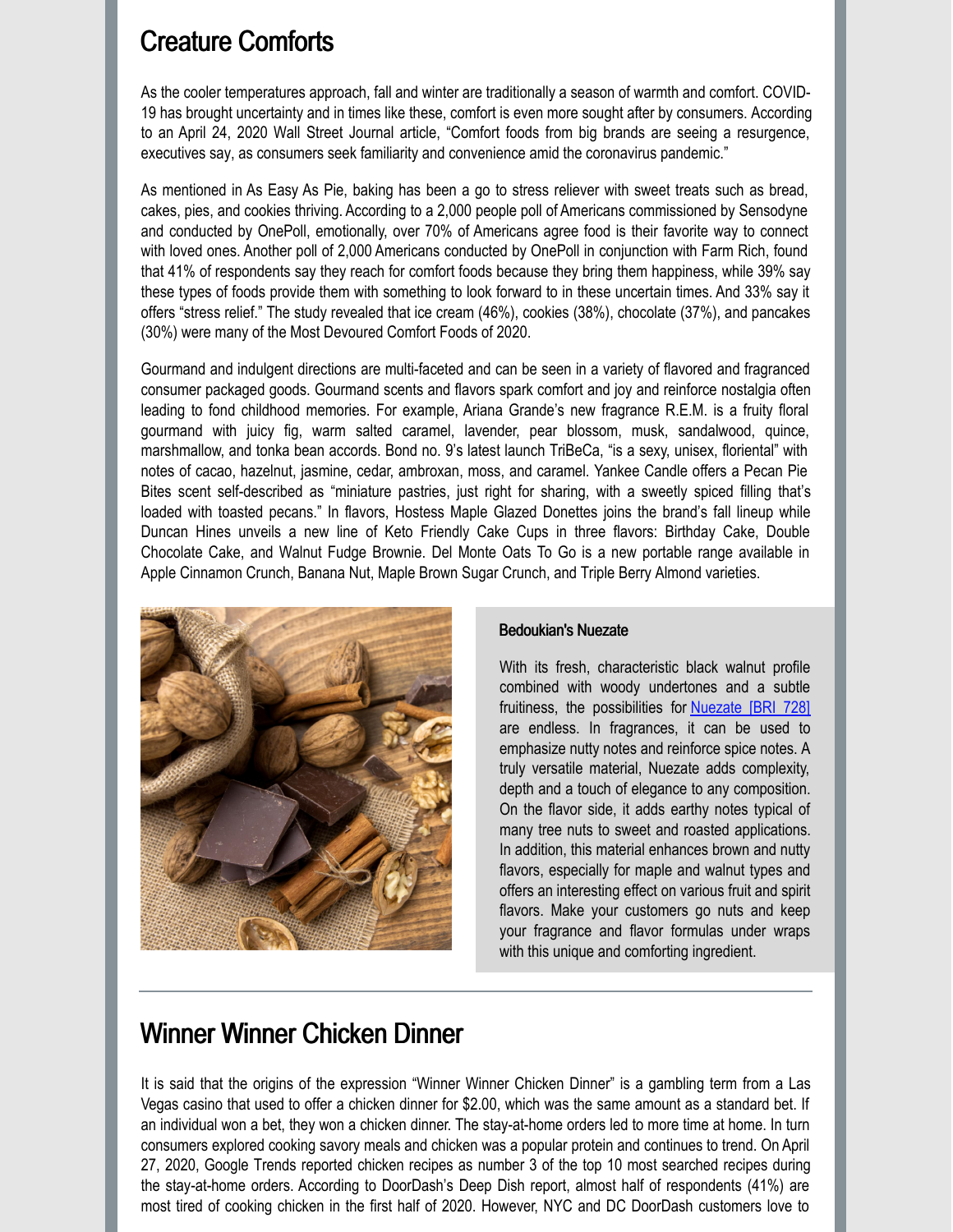## Creature Comforts

As the cooler temperatures approach, fall and winter are traditionally a season of warmth and comfort. COVID-19 has brought uncertainty and in times like these, comfort is even more sought after by consumers. According to an April 24, 2020 Wall Street Journal article, "Comfort foods from big brands are seeing a resurgence, executives say, as consumers seek familiarity and convenience amid the coronavirus pandemic."

As mentioned in As Easy As Pie, baking has been a go to stress reliever with sweet treats such as bread, cakes, pies, and cookies thriving. According to a 2,000 people poll of Americans commissioned by Sensodyne and conducted by OnePoll, emotionally, over 70% of Americans agree food is their favorite way to connect with loved ones. Another poll of 2,000 Americans conducted by OnePoll in conjunction with Farm Rich, found that 41% of respondents say they reach for comfort foods because they bring them happiness, while 39% say these types of foods provide them with something to look forward to in these uncertain times. And 33% say it offers "stress relief." The study revealed that ice cream (46%), cookies (38%), chocolate (37%), and pancakes (30%) were many of the Most Devoured Comfort Foods of 2020.

Gourmand and indulgent directions are multi-faceted and can be seen in a variety of flavored and fragranced consumer packaged goods. Gourmand scents and flavors spark comfort and joy and reinforce nostalgia often leading to fond childhood memories. For example, Ariana Grande's new fragrance R.E.M. is a fruity floral gourmand with juicy fig, warm salted caramel, lavender, pear blossom, musk, sandalwood, quince, marshmallow, and tonka bean accords. Bond no. 9's latest launch TriBeCa, "is a sexy, unisex, floriental" with notes of cacao, hazelnut, jasmine, cedar, ambroxan, moss, and caramel. Yankee Candle offers a Pecan Pie Bites scent self-described as "miniature pastries, just right for sharing, with a sweetly spiced filling that's loaded with toasted pecans." In flavors, Hostess Maple Glazed Donettes joins the brand's fall lineup while Duncan Hines unveils a new line of Keto Friendly Cake Cups in three flavors: Birthday Cake, Double Chocolate Cake, and Walnut Fudge Brownie. Del Monte Oats To Go is a new portable range available in Apple Cinnamon Crunch, Banana Nut, Maple Brown Sugar Crunch, and Triple Berry Almond varieties.

### Bedoukian's Nuezate

With its fresh, characteristic black walnut profile combined with woody undertones and a subtle fruitiness, the possibilities for Nuezate [BRI 728] are endless. In fragrances, it can be used to emphasize nutty notes and reinforce spice notes. A truly versatile material, Nuezate adds complexity, depth and a touch of elegance to any composition. On the flavor side, it adds earthy notes typical of many tree nuts to sweet and roasted applications. In addition, this material enhances brown and nutty flavors, especially for maple and walnut types and offers an interesting effect on various fruit and spirit flavors. Make your customers go nuts and keep your fragrance and flavor formulas under wraps with this unique and comforting ingredient.

## Winner Winner Chicken Dinner

It is said that the origins of the expression "Winner Winner Chicken Dinner" is a gambling term from a Las Vegas casino that used to offer a chicken dinner for $2.00, which was the same amount as a standard bet. If an individual won a bet, they won a chicken dinner. The stay-at-home orders led to more time at home. In turn consumers explored cooking savory meals and chicken was a popular protein and continues to trend. On April 27, 2020, Google Trends reported chicken recipes as number 3 of the top 10 most searched recipes during the stay-at-home orders. According to DoorDash's Deep Dish report, almost half of respondents (41%) are most tired of cooking chicken in the first half of 2020. However, NYC and DC DoorDash customers love to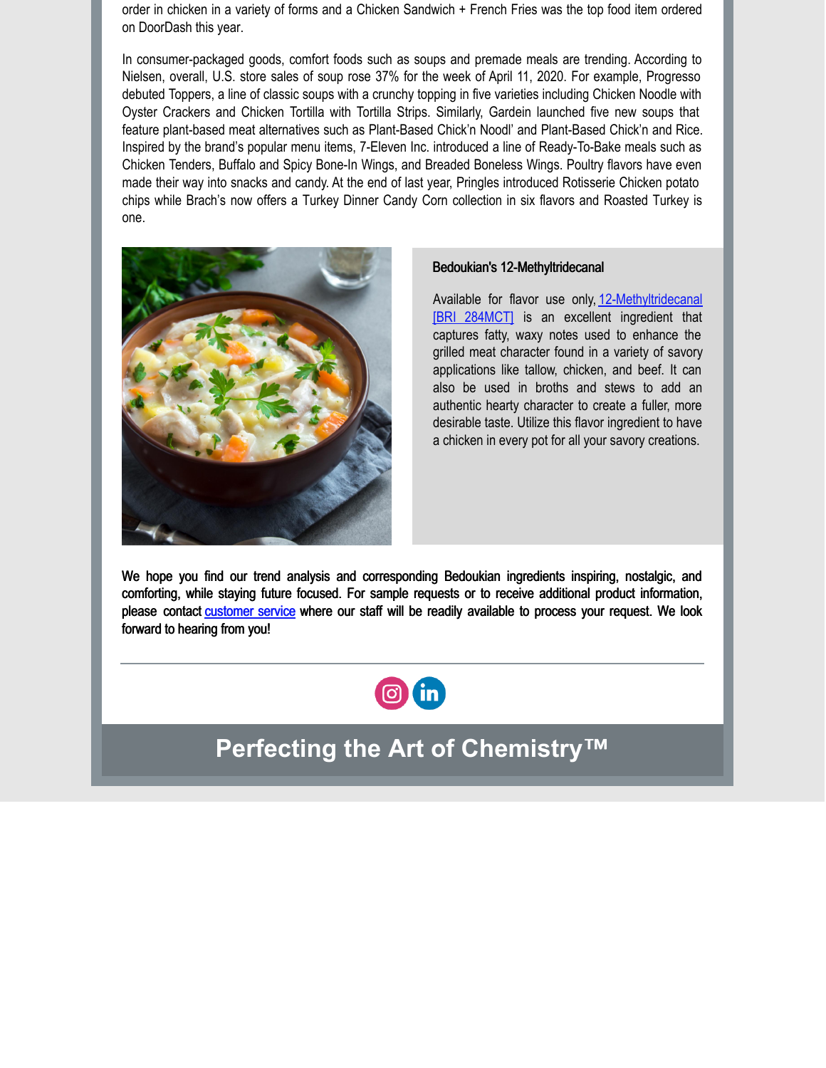order in chicken in a variety of forms and a Chicken Sandwich + French Fries was the top food item ordered on DoorDash this year.

In consumer-packaged goods, comfort foods such as soups and premade meals are trending. According to Nielsen, overall, U.S. store sales of soup rose 37% for the week of April 11, 2020. For example, Progresso debuted Toppers, a line of classic soups with a crunchy topping in five varieties including Chicken Noodle with Oyster Crackers and Chicken Tortilla with Tortilla Strips. Similarly, Gardein launched five new soups that feature plant-based meat alternatives such as Plant-Based Chick'n Noodl' and Plant-Based Chick'n and Rice. Inspired by the brand's popular menu items, 7-Eleven Inc. introduced a line of Ready-To-Bake meals such as Chicken Tenders, Buffalo and Spicy Bone-In Wings, and Breaded Boneless Wings. Poultry flavors have even made their way into snacks and candy. At the end of last year, Pringles introduced Rotisserie Chicken potato chips while Brach's now offers a Turkey Dinner Candy Corn collection in six flavors and Roasted Turkey is one.

**Bedoukian's 12-Methyltridecanal**

Available for flavor use only, 12-Methyltridecanal [BRI 284MCT] is an excellent ingredient that captures fatty, waxy notes used to enhance the grilled meat character found in a variety of savory applications like tallow, chicken, and beef. It can also be used in broths and stews to add an authentic hearty character to create a fuller, more desirable taste. Utilize this flavor ingredient to have a chicken in every pot for all your savory creations.

We hope you find our trend analysis and corresponding Bedoukian ingredients inspiring, nostalgic, and comforting, while staying future focused. For sample requests or to receive additional product information, please contact customer service where our staff will be readily available to process your request. We look forward to hearing from you!

**Perfecting the Art of Chemistry™**